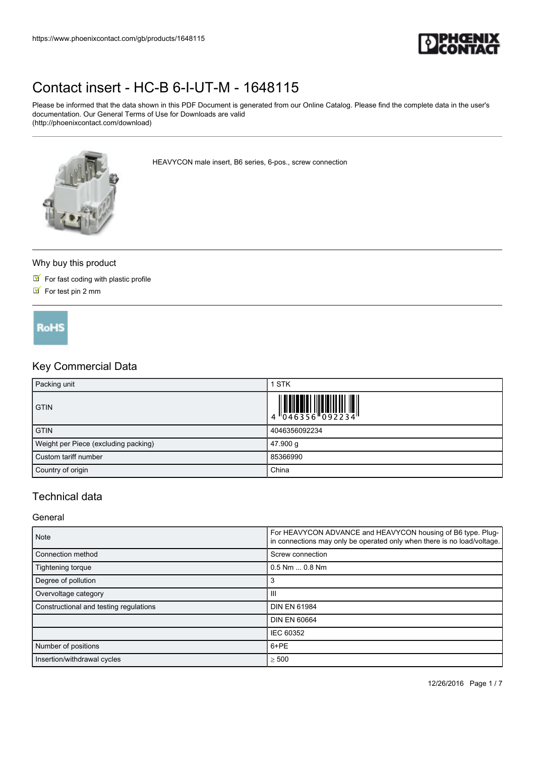# Contact insert - HC-B 6-I-UT-M - 1648115

Please be informed that the data shown in this PDF Document is generated from our Online Catalog. Please find the complete data in the user's documentation. Our General Terms of Use for Downloads are valid (http://phoenixcontact.com/download)

HEAVYCON male insert, B6 series, 6-pos., screw connection

## Why buy this product

- For fast coding with plastic profile
- For test pin 2 mm

RoHS

## Key Commercial Data

| | |
|---|---|
| Packing unit | 1 STK |
| GTIN | 4 046356 092234 |
| GTIN | 4046356092234 |
| Weight per Piece (excluding packing) | 47.900 g |
| Custom tariff number | 85366990 |
| Country of origin | China |

## Technical data

### General

| | |
|---|---|
| Note | For HEAVYCON ADVANCE and HEAVYCON housing of B6 type. Plug-in connections may only be operated only when there is no load/voltage. |
| Connection method | Screw connection |
| Tightening torque | 0.5 Nm ... 0.8 Nm |
| Degree of pollution | 3 |
| Overvoltage category | III |
| Constructional and testing regulations | DIN EN 61984 |
| | DIN EN 60664 |
| | IEC 60352 |
| Number of positions | 6+PE |
| Insertion/withdrawal cycles | ≥ 500 |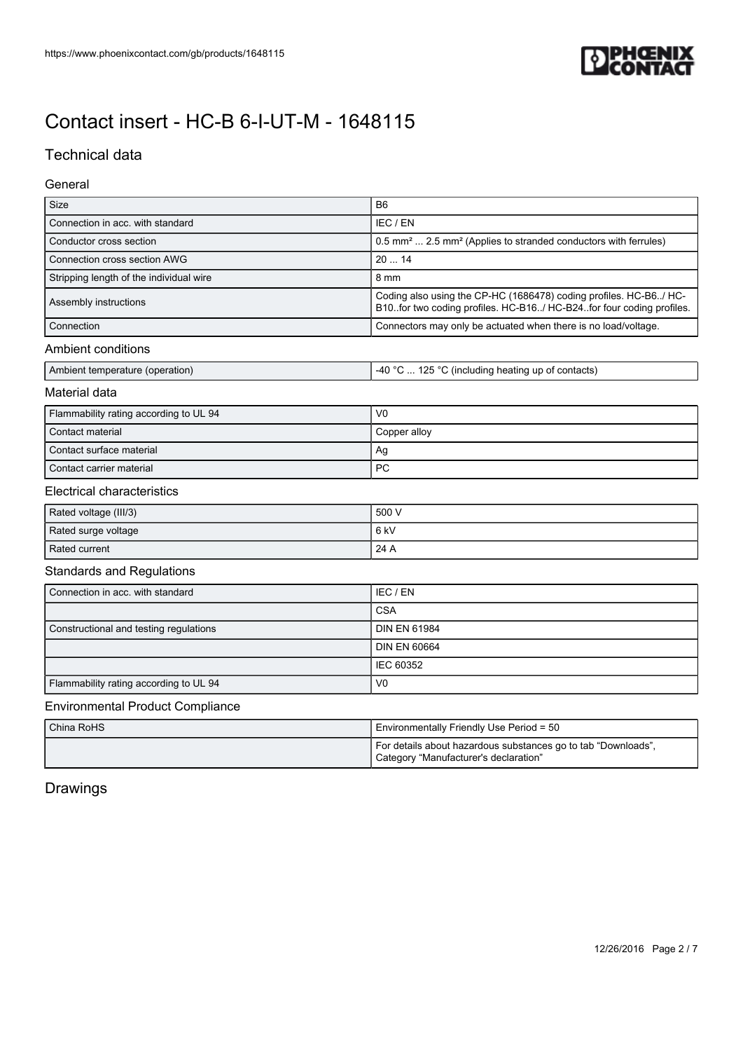# Contact insert - HC-B 6-I-UT-M - 1648115

## Technical data

### General

| Size | B6 |
|---|---|
| Connection in acc. with standard | IEC / EN |
| Conductor cross section | 0.5 mm² ... 2.5 mm² (Applies to stranded conductors with ferrules) |
| Connection cross section AWG | 20 ... 14 |
| Stripping length of the individual wire | 8 mm |
| Assembly instructions | Coding also using the CP-HC (1686478) coding profiles. HC-B6../ HC-B10..for two coding profiles. HC-B16../ HC-B24..for four coding profiles. |
| Connection | Connectors may only be actuated when there is no load/voltage. |

### Ambient conditions

| Ambient temperature (operation) | -40 °C ... 125 °C (including heating up of contacts) |
|---|---|

### Material data

| Flammability rating according to UL 94 | V0 |
|---|---|
| Contact material | Copper alloy |
| Contact surface material | Ag |
| Contact carrier material | PC |

### Electrical characteristics

| Rated voltage (III/3) | 500 V |
|---|---|
| Rated surge voltage | 6 kV |
| Rated current | 24 A |

### Standards and Regulations

| Connection in acc. with standard | IEC / EN |
|---|---|
| | CSA |
| Constructional and testing regulations | DIN EN 61984 |
| | DIN EN 60664 |
| | IEC 60352 |
| Flammability rating according to UL 94 | V0 |

### Environmental Product Compliance

| China RoHS | Environmentally Friendly Use Period = 50 |
|---|---|
| | For details about hazardous substances go to tab “Downloads”, Category “Manufacturer's declaration” |

## Drawings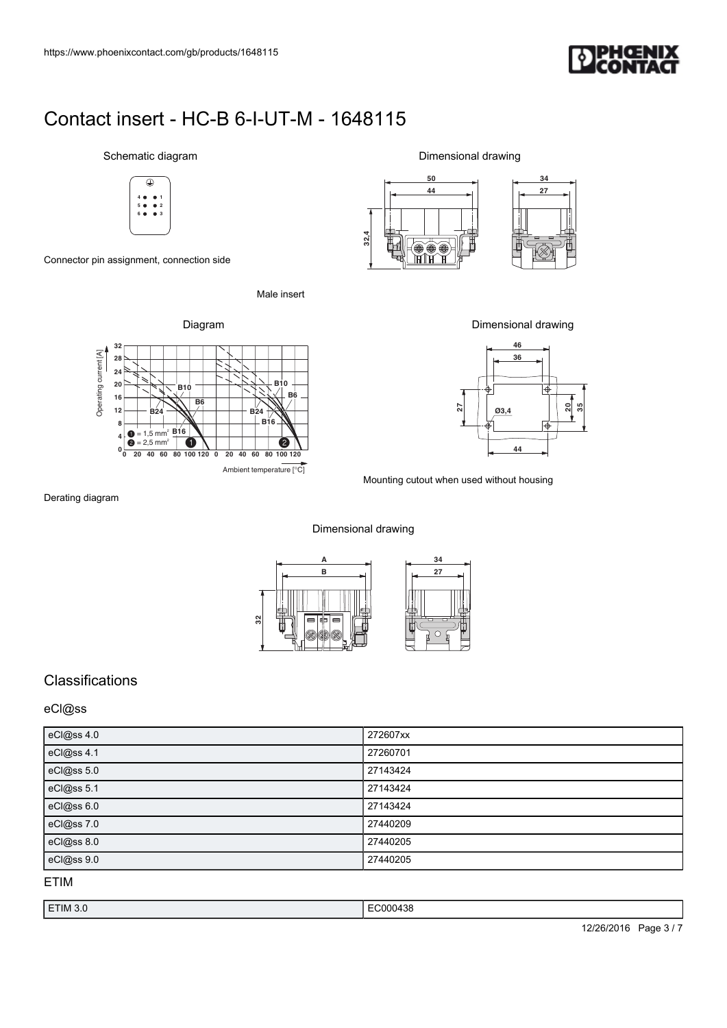# Contact insert - HC-B 6-I-UT-M - 1648115

Schematic diagram

Connector pin assignment, connection side

Dimensional drawing

Male insert

Diagram

Derating diagram

Dimensional drawing

Mounting cutout when used without housing

Dimensional drawing

## Classifications

### eCl@ss

| eCl@ss 4.0 | 272607xx |
|---|---|
| eCl@ss 4.1 | 27260701 |
| eCl@ss 5.0 | 27143424 |
| eCl@ss 5.1 | 27143424 |
| eCl@ss 6.0 | 27143424 |
| eCl@ss 7.0 | 27440209 |
| eCl@ss 8.0 | 27440205 |
| eCl@ss 9.0 | 27440205 |

### ETIM

| ETIM 3.0 | EC000438 |
|---|---|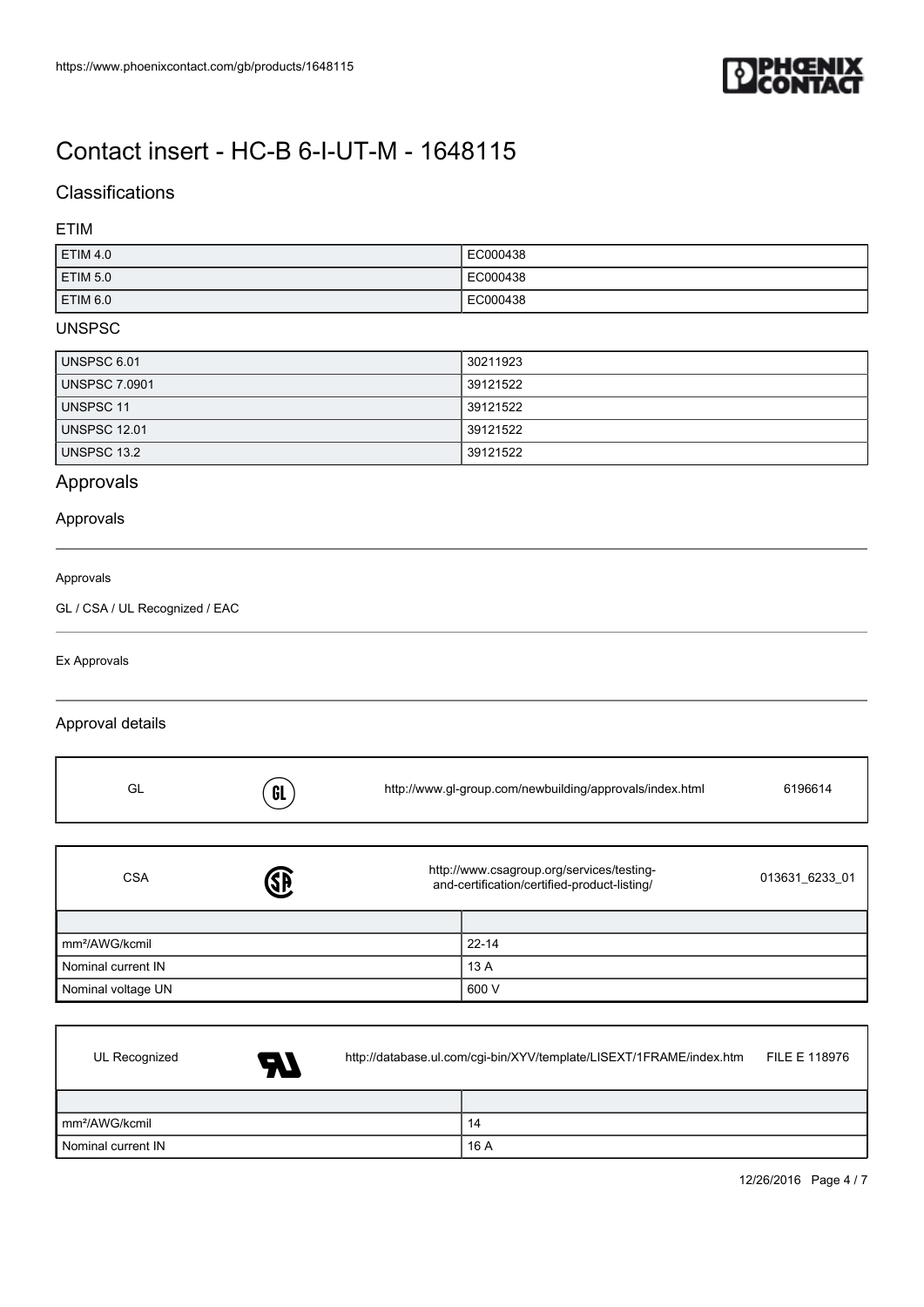# Contact insert - HC-B 6-I-UT-M - 1648115

## Classifications

### ETIM

| | |
|---|---|
| ETIM 4.0 | EC000438 |
| ETIM 5.0 | EC000438 |
| ETIM 6.0 | EC000438 |

### UNSPSC

| | |
|---|---|
| UNSPSC 6.01 | 30211923 |
| UNSPSC 7.0901 | 39121522 |
| UNSPSC 11 | 39121522 |
| UNSPSC 12.01 | 39121522 |
| UNSPSC 13.2 | 39121522 |

## Approvals

### Approvals

Approvals

GL / CSA / UL Recognized / EAC

Ex Approvals

### Approval details

| GL | http://www.gl-group.com/newbuilding/approvals/index.html | 6196614 |
|---|---|---|

| CSA | http://www.csagroup.org/services/testing-and-certification/certified-product-listing/ | 013631_6233_01 |
|---|---|---|

| | |
|---|---|
| mm²/AWG/kcmil | 22-14 |
| Nominal current IN | 13 A |
| Nominal voltage UN | 600 V |

| UL Recognized | http://database.ul.com/cgi-bin/XYV/template/LISEXT/1FRAME/index.htm | FILE E 118976 |
|---|---|---|

| | |
|---|---|
| mm²/AWG/kcmil | 14 |
| Nominal current IN | 16 A |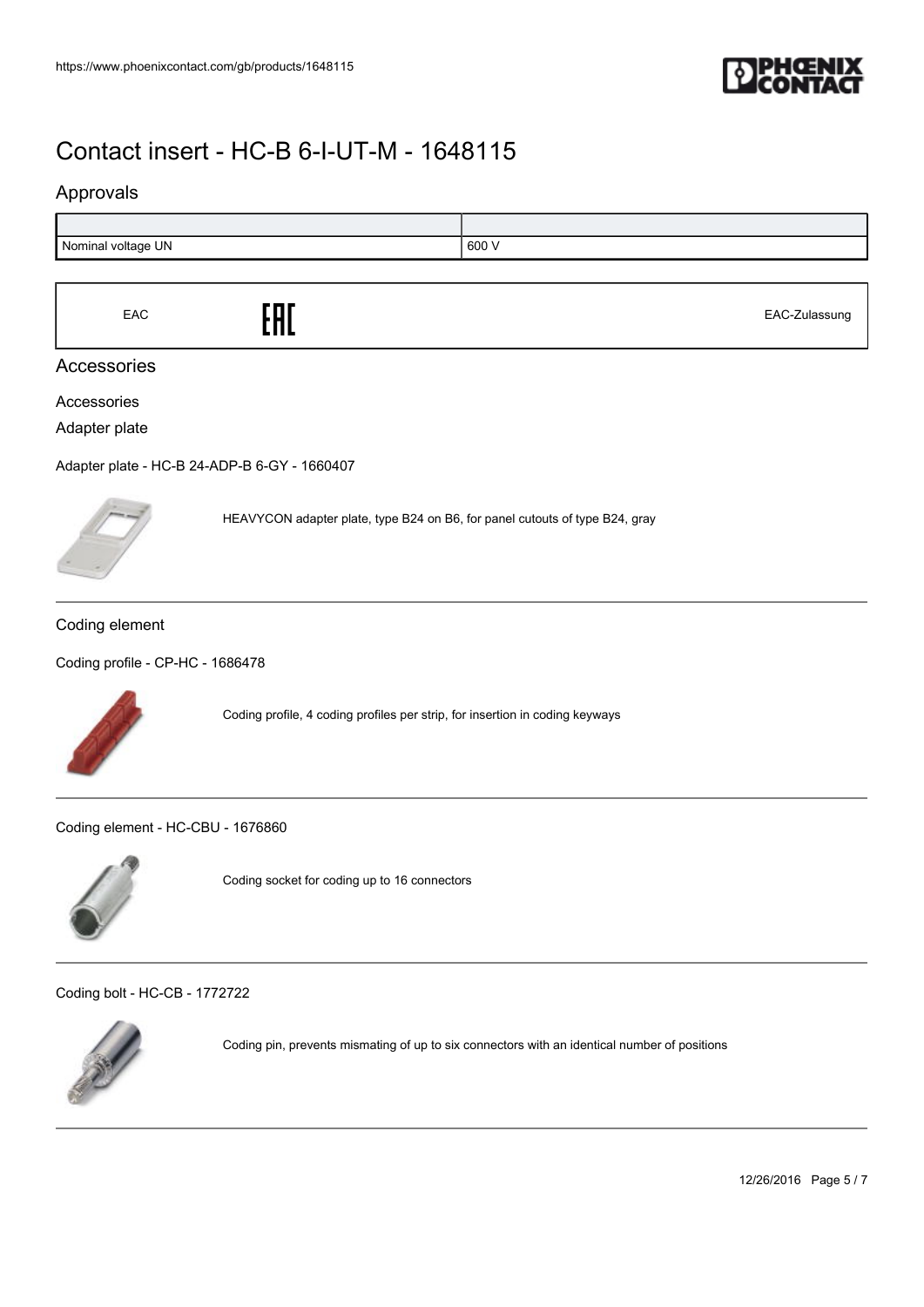# Contact insert - HC-B 6-I-UT-M - 1648115

## Approvals

| | |
|---|---|
| Nominal voltage UN | 600 V |

| EAC | EAC | EAC-Zulassung |
|---|---|---|

## Accessories

Accessories

Adapter plate

Adapter plate - HC-B 24-ADP-B 6-GY - 1660407

HEAVYCON adapter plate, type B24 on B6, for panel cutouts of type B24, gray

Coding element

Coding profile - CP-HC - 1686478

Coding profile, 4 coding profiles per strip, for insertion in coding keyways

Coding element - HC-CBU - 1676860

Coding socket for coding up to 16 connectors

Coding bolt - HC-CB - 1772722

Coding pin, prevents mismating of up to six connectors with an identical number of positions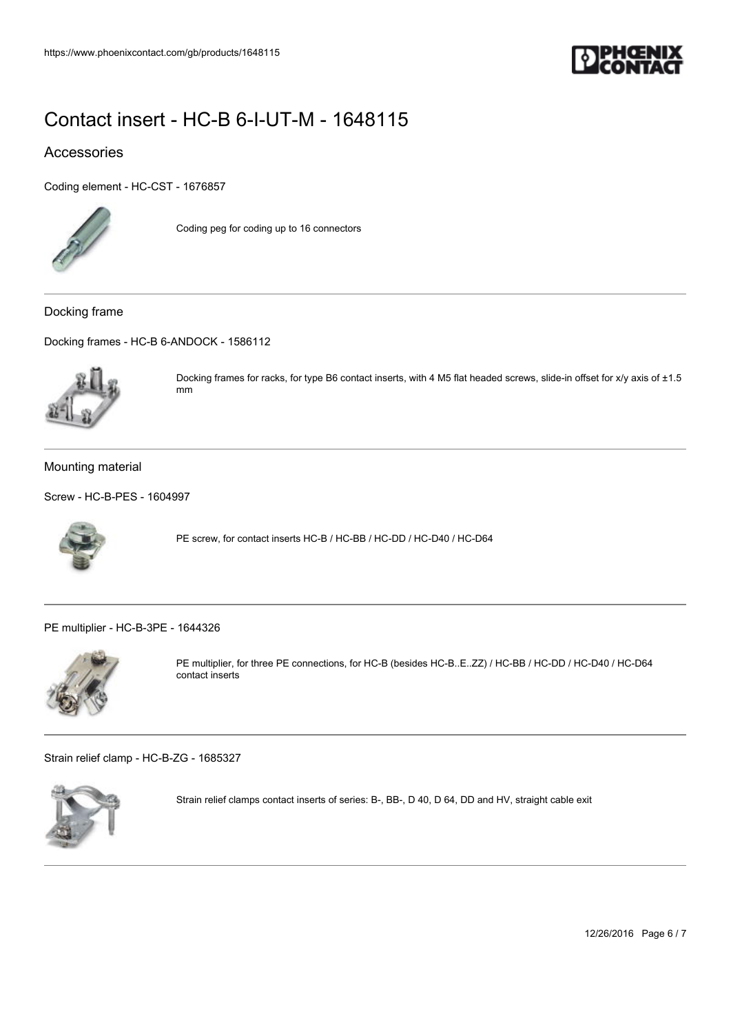# Contact insert - HC-B 6-I-UT-M - 1648115

## Accessories

Coding element - HC-CST - 1676857

Coding peg for coding up to 16 connectors

### Docking frame

Docking frames - HC-B 6-ANDOCK - 1586112

Docking frames for racks, for type B6 contact inserts, with 4 M5 flat headed screws, slide-in offset for x/y axis of ±1.5 mm

### Mounting material

Screw - HC-B-PES - 1604997

PE screw, for contact inserts HC-B / HC-BB / HC-DD / HC-D40 / HC-D64

PE multiplier - HC-B-3PE - 1644326

PE multiplier, for three PE connections, for HC-B (besides HC-B..E..ZZ) / HC-BB / HC-DD / HC-D40 / HC-D64 contact inserts

Strain relief clamp - HC-B-ZG - 1685327

Strain relief clamps contact inserts of series: B-, BB-, D 40, D 64, DD and HV, straight cable exit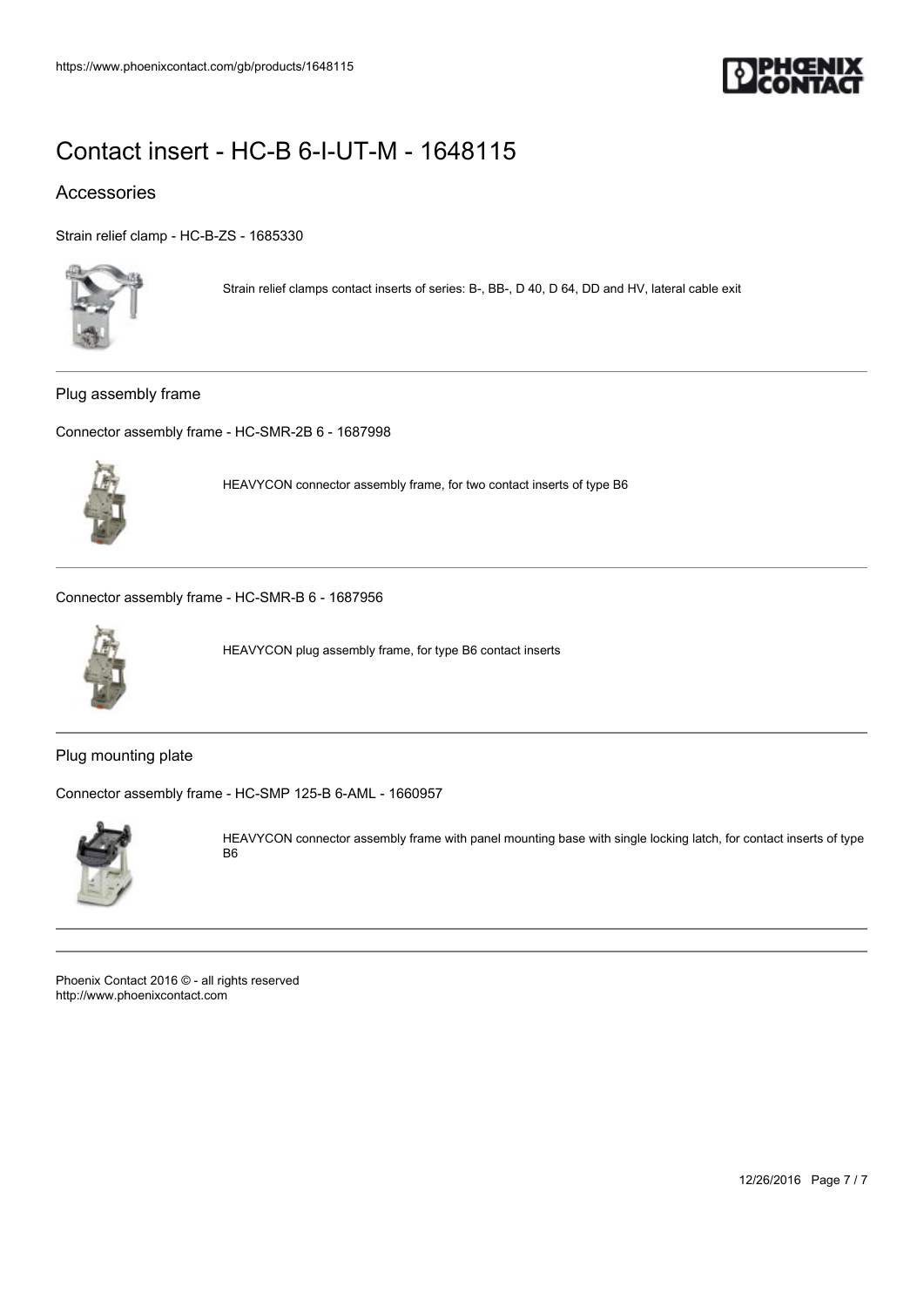# Contact insert - HC-B 6-I-UT-M - 1648115

## Accessories

Strain relief clamp - HC-B-ZS - 1685330

Strain relief clamps contact inserts of series: B-, BB-, D 40, D 64, DD and HV, lateral cable exit

### Plug assembly frame

Connector assembly frame - HC-SMR-2B 6 - 1687998

HEAVYCON connector assembly frame, for two contact inserts of type B6

Connector assembly frame - HC-SMR-B 6 - 1687956

HEAVYCON plug assembly frame, for type B6 contact inserts

### Plug mounting plate

Connector assembly frame - HC-SMP 125-B 6-AML - 1660957

HEAVYCON connector assembly frame with panel mounting base with single locking latch, for contact inserts of type B6

Phoenix Contact 2016 © - all rights reserved
http://www.phoenixcontact.com